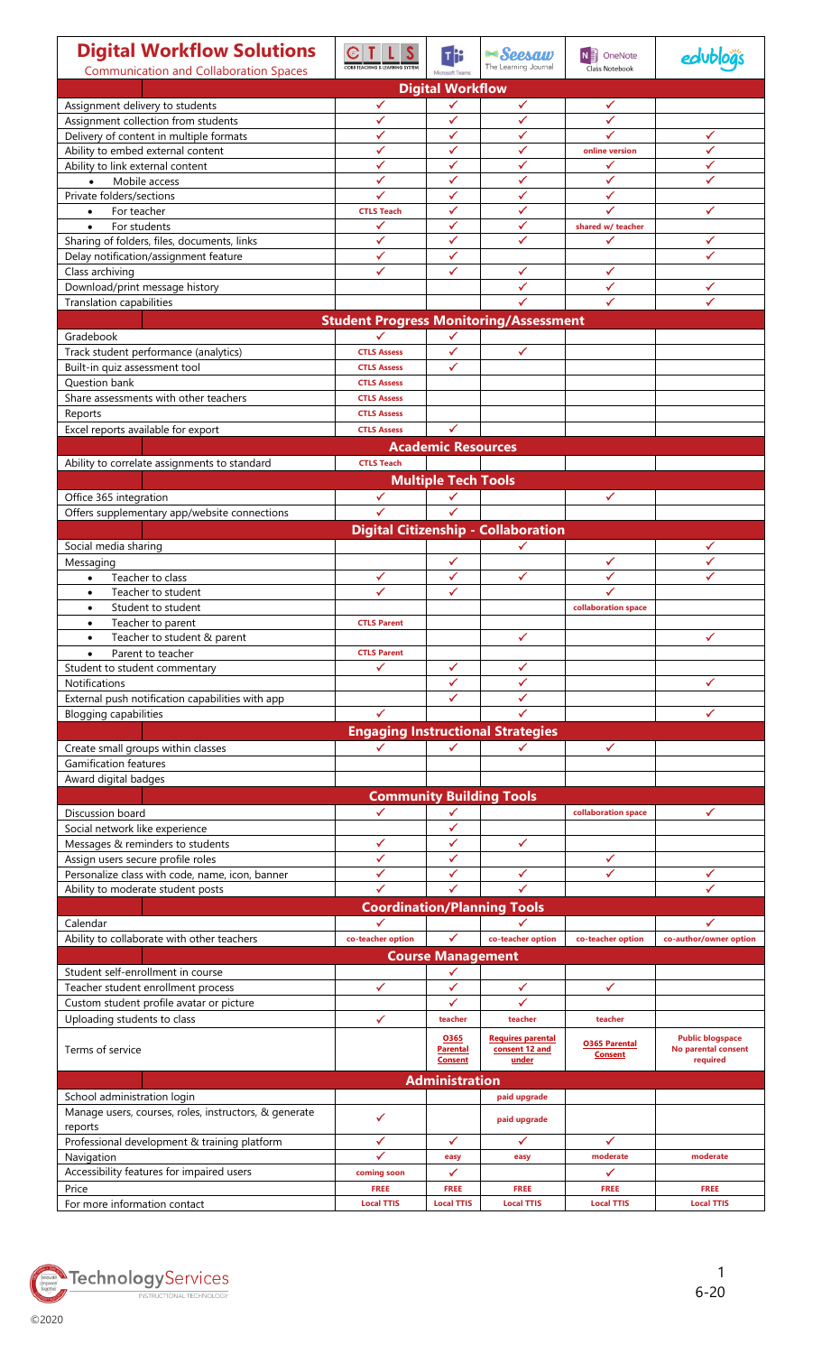# Digital Workflow Solutions

Communication and Collaboration Spaces

| | CTLS | Microsoft Teams | Seesaw | OneNote Class Notebook | edublogs |
|---|---|---|---|---|---|
| **Digital Workflow** | | | | | |
| Assignment delivery to students | ✓ | ✓ | ✓ | ✓ | |
| Assignment collection from students | ✓ | ✓ | ✓ | ✓ | |
| Delivery of content in multiple formats | ✓ | ✓ | ✓ | ✓ | ✓ |
| Ability to embed external content | ✓ | ✓ | ✓ | online version | ✓ |
| Ability to link external content | ✓ | ✓ | ✓ | ✓ | ✓ |
| • Mobile access | ✓ | ✓ | ✓ | ✓ | ✓ |
| Private folders/sections | ✓ | ✓ | ✓ | ✓ | |
| • For teacher | CTLS Teach | ✓ | ✓ | ✓ | ✓ |
| • For students | ✓ | ✓ | ✓ | shared w/ teacher | |
| Sharing of folders, files, documents, links | ✓ | ✓ | ✓ | ✓ | ✓ |
| Delay notification/assignment feature | ✓ | ✓ | | | ✓ |
| Class archiving | ✓ | ✓ | ✓ | ✓ | |
| Download/print message history | | | ✓ | ✓ | ✓ |
| Translation capabilities | | | ✓ | ✓ | ✓ |
| **Student Progress Monitoring/Assessment** | | | | | |
| Gradebook | ✓ | ✓ | | | |
| Track student performance (analytics) | CTLS Assess | ✓ | ✓ | | |
| Built-in quiz assessment tool | CTLS Assess | ✓ | | | |
| Question bank | CTLS Assess | | | | |
| Share assessments with other teachers | CTLS Assess | | | | |
| Reports | CTLS Assess | | | | |
| Excel reports available for export | CTLS Assess | ✓ | | | |
| **Academic Resources** | | | | | |
| Ability to correlate assignments to standard | CTLS Teach | | | | |
| **Multiple Tech Tools** | | | | | |
| Office 365 integration | ✓ | ✓ | | ✓ | |
| Offers supplementary app/website connections | ✓ | ✓ | | | |
| **Digital Citizenship - Collaboration** | | | | | |
| Social media sharing | | | ✓ | | ✓ |
| Messaging | | ✓ | | ✓ | ✓ |
| • Teacher to class | ✓ | ✓ | ✓ | ✓ | ✓ |
| • Teacher to student | ✓ | ✓ | | ✓ | |
| • Student to student | | | | collaboration space | |
| • Teacher to parent | CTLS Parent | | | | |
| • Teacher to student & parent | | | ✓ | | ✓ |
| • Parent to teacher | CTLS Parent | | | | |
| Student to student commentary | ✓ | ✓ | ✓ | | |
| Notifications | | ✓ | ✓ | | ✓ |
| External push notification capabilities with app | | ✓ | ✓ | | |
| Blogging capabilities | ✓ | | ✓ | | ✓ |
| **Engaging Instructional Strategies** | | | | | |
| Create small groups within classes | ✓ | ✓ | ✓ | ✓ | |
| Gamification features | | | | | |
| Award digital badges | | | | | |
| **Community Building Tools** | | | | | |
| Discussion board | ✓ | ✓ | | collaboration space | ✓ |
| Social network like experience | | ✓ | | | |
| Messages & reminders to students | ✓ | ✓ | ✓ | | |
| Assign users secure profile roles | ✓ | ✓ | | ✓ | |
| Personalize class with code, name, icon, banner | ✓ | ✓ | ✓ | ✓ | ✓ |
| Ability to moderate student posts | ✓ | ✓ | ✓ | | ✓ |
| **Coordination/Planning Tools** | | | | | |
| Calendar | ✓ | | ✓ | | ✓ |
| Ability to collaborate with other teachers | co-teacher option | ✓ | co-teacher option | co-teacher option | co-author/owner option |
| **Course Management** | | | | | |
| Student self-enrollment in course | | ✓ | | | |
| Teacher student enrollment process | ✓ | ✓ | ✓ | ✓ | |
| Custom student profile avatar or picture | | ✓ | ✓ | | |
| Uploading students to class | ✓ | teacher | teacher | teacher | |
| Terms of service | | O365 Parental Consent | Requires parental consent 12 and under | O365 Parental Consent | Public blogspace No parental consent required |
| **Administration** | | | | | |
| School administration login | | | paid upgrade | | |
| Manage users, courses, roles, instructors, & generate reports | ✓ | | paid upgrade | | |
| Professional development & training platform | ✓ | ✓ | ✓ | ✓ | |
| Navigation | ✓ | easy | easy | moderate | moderate |
| Accessibility features for impaired users | coming soon | ✓ | | ✓ | |
| Price | FREE | FREE | FREE | FREE | FREE |
| For more information contact | Local TTIS | Local TTIS | Local TTIS | Local TTIS | Local TTIS |

Technology Services — Instructional Technology

©2020

6-20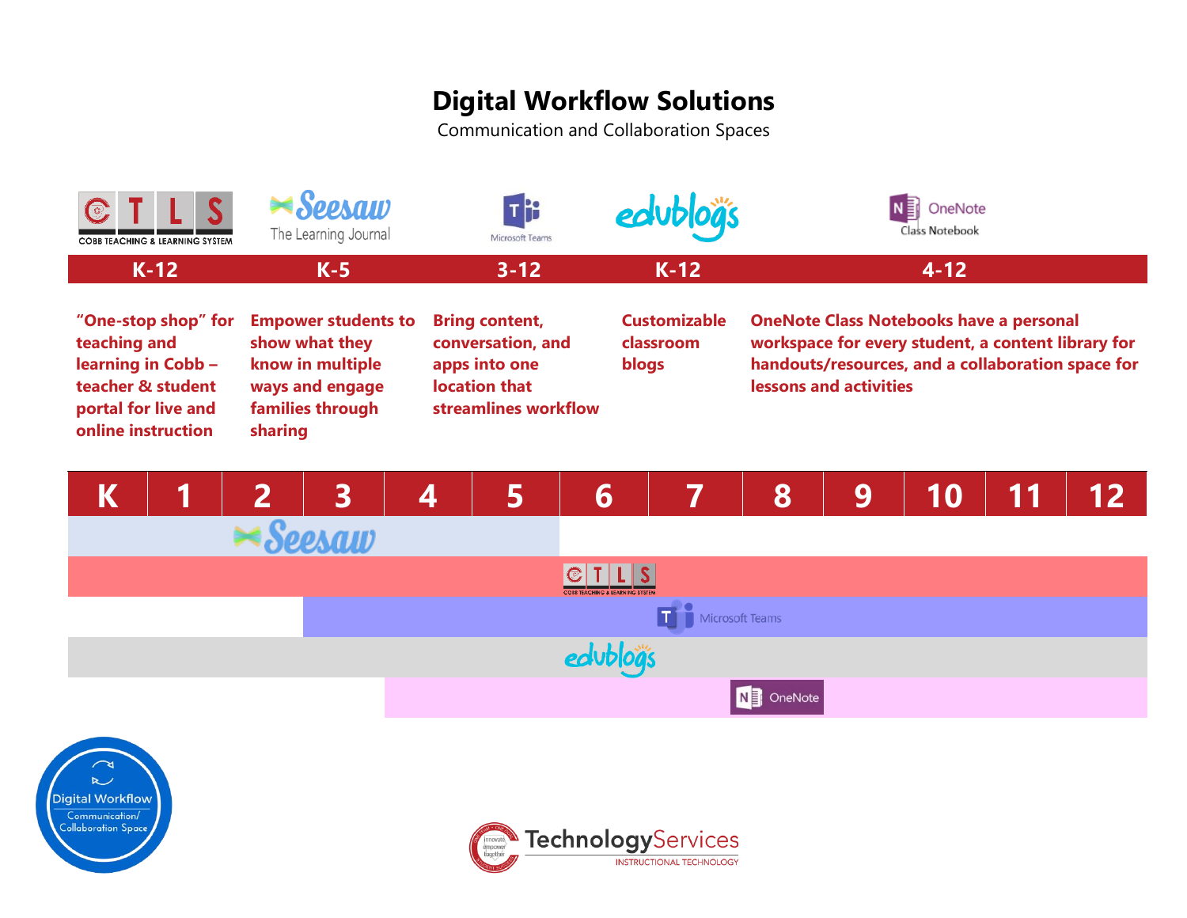# Digital Workflow Solutions

Communication and Collaboration Spaces

| CTLS (Cobb Teaching & Learning System) | Seesaw The Learning Journal | Microsoft Teams | edublogs | OneNote Class Notebook |
|---|---|---|---|---|
| K-12 | K-5 | 3-12 | K-12 | 4-12 |
| "One-stop shop" for teaching and learning in Cobb – teacher & student portal for live and online instruction | Empower students to show what they know in multiple ways and engage families through sharing | Bring content, conversation, and apps into one location that streamlines workflow | Customizable classroom blogs | OneNote Class Notebooks have a personal workspace for every student, a content library for handouts/resources, and a collaboration space for lessons and activities |

K | 1 | 2 | 3 | 4 | 5 | 6 | 7 | 8 | 9 | 10 | 11 | 12

Seesaw

CTLS COBB TEACHING & LEARNING SYSTEM

Microsoft Teams

edublogs

OneNote

Digital Workflow
Communication/ Collaboration Space

innovate empower together

TechnologyServices
INSTRUCTIONAL TECHNOLOGY